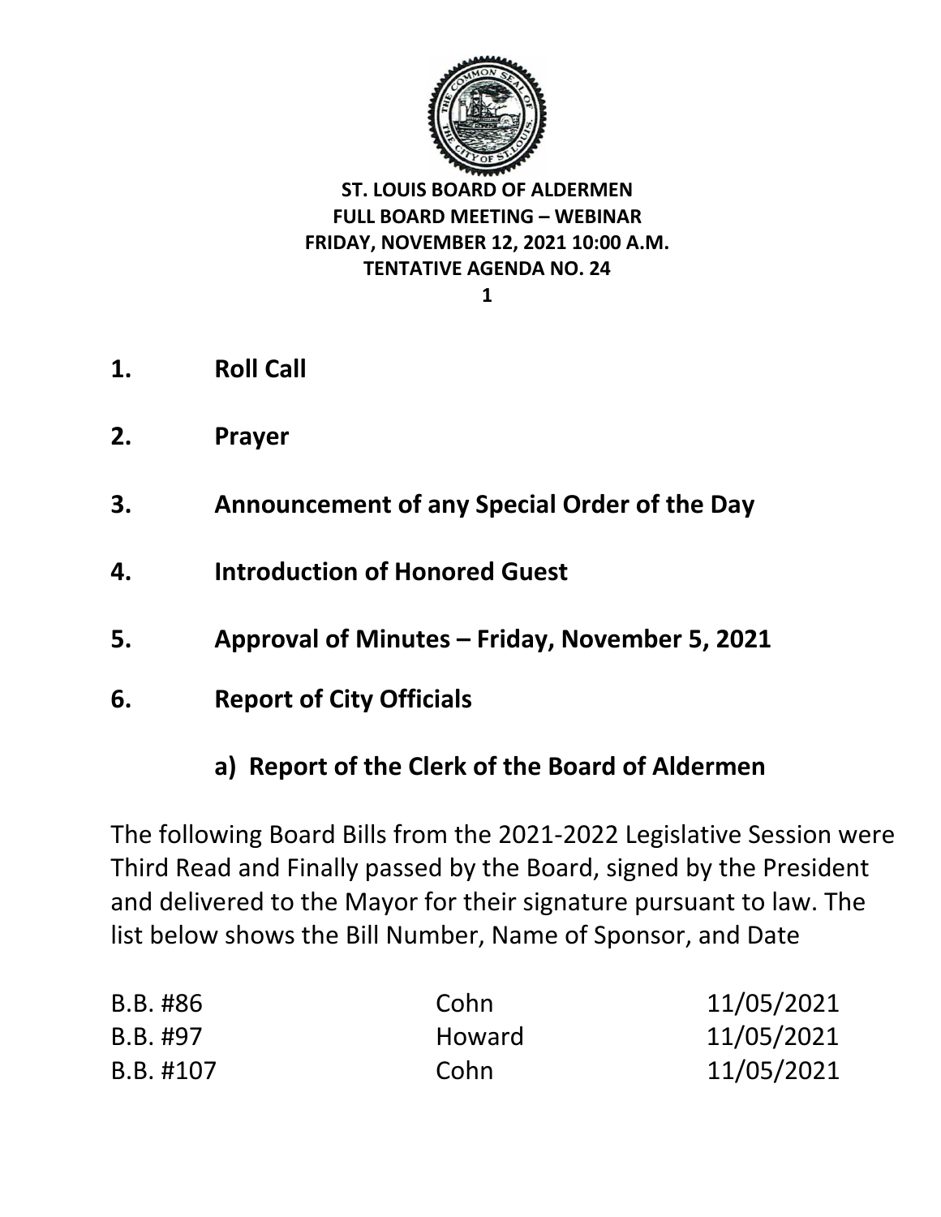**ST. LOUIS BOARD OF ALDERMEN**
**FULL BOARD MEETING – WEBINAR**
**FRIDAY, NOVEMBER 12, 2021 10:00 A.M.**
**TENTATIVE AGENDA NO. 24**

**1. Roll Call**

**2. Prayer**

**3. Announcement of any Special Order of the Day**

**4. Introduction of Honored Guest**

**5. Approval of Minutes – Friday, November 5, 2021**

**6. Report of City Officials**

**a) Report of the Clerk of the Board of Aldermen**

The following Board Bills from the 2021-2022 Legislative Session were Third Read and Finally passed by the Board, signed by the President and delivered to the Mayor for their signature pursuant to law. The list below shows the Bill Number, Name of Sponsor, and Date

| | | |
|---|---|---|
| B.B. #86 | Cohn | 11/05/2021 |
| B.B. #97 | Howard | 11/05/2021 |
| B.B. #107 | Cohn | 11/05/2021 |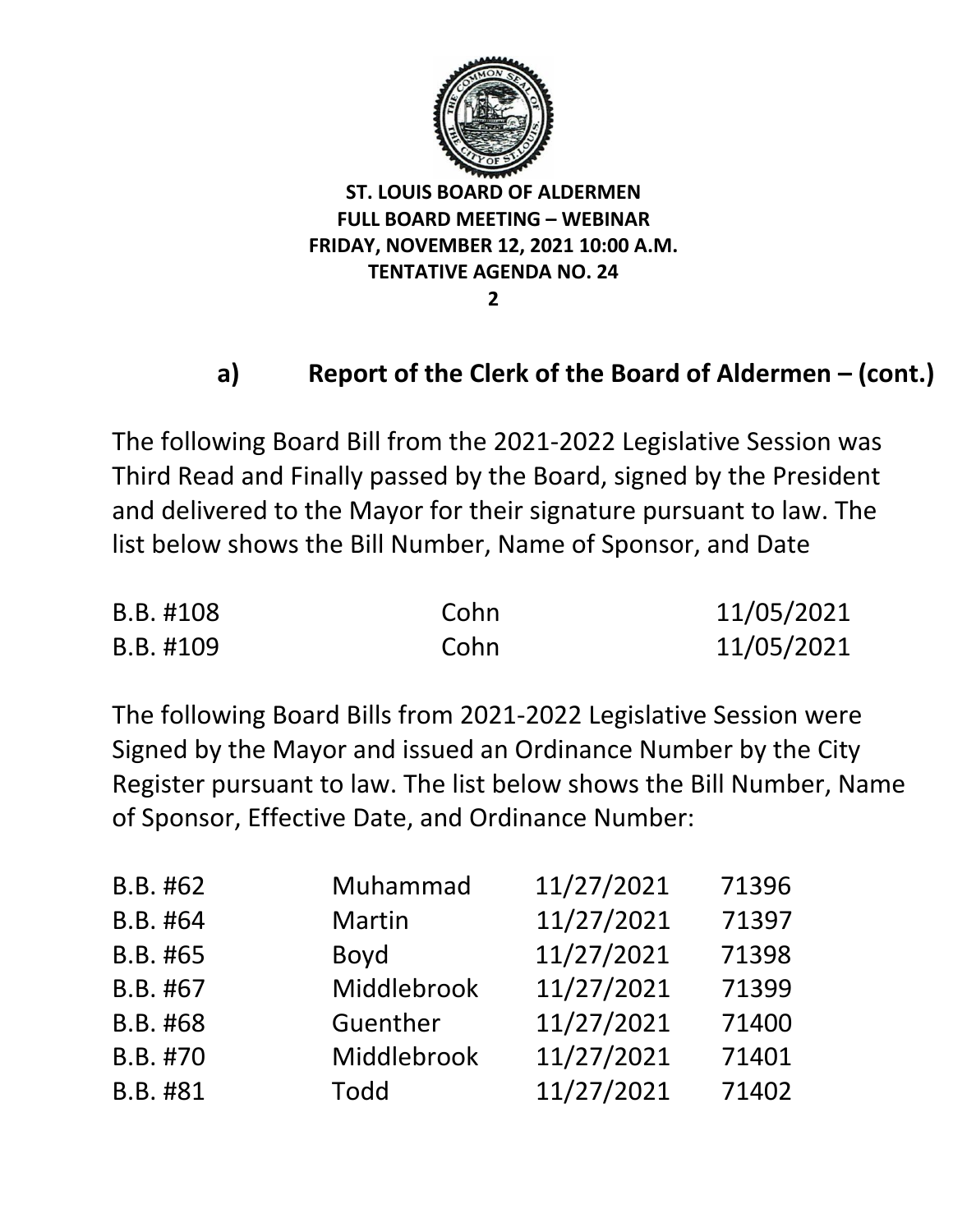**ST. LOUIS BOARD OF ALDERMEN**
**FULL BOARD MEETING – WEBINAR**
**FRIDAY, NOVEMBER 12, 2021 10:00 A.M.**
**TENTATIVE AGENDA NO. 24**

### a) Report of the Clerk of the Board of Aldermen – (cont.)

The following Board Bill from the 2021-2022 Legislative Session was Third Read and Finally passed by the Board, signed by the President and delivered to the Mayor for their signature pursuant to law. The list below shows the Bill Number, Name of Sponsor, and Date

| | | |
|---|---|---|
| B.B. #108 | Cohn | 11/05/2021 |
| B.B. #109 | Cohn | 11/05/2021 |

The following Board Bills from 2021-2022 Legislative Session were Signed by the Mayor and issued an Ordinance Number by the City Register pursuant to law. The list below shows the Bill Number, Name of Sponsor, Effective Date, and Ordinance Number:

| | | | |
|---|---|---|---|
| B.B. #62 | Muhammad | 11/27/2021 | 71396 |
| B.B. #64 | Martin | 11/27/2021 | 71397 |
| B.B. #65 | Boyd | 11/27/2021 | 71398 |
| B.B. #67 | Middlebrook | 11/27/2021 | 71399 |
| B.B. #68 | Guenther | 11/27/2021 | 71400 |
| B.B. #70 | Middlebrook | 11/27/2021 | 71401 |
| B.B. #81 | Todd | 11/27/2021 | 71402 |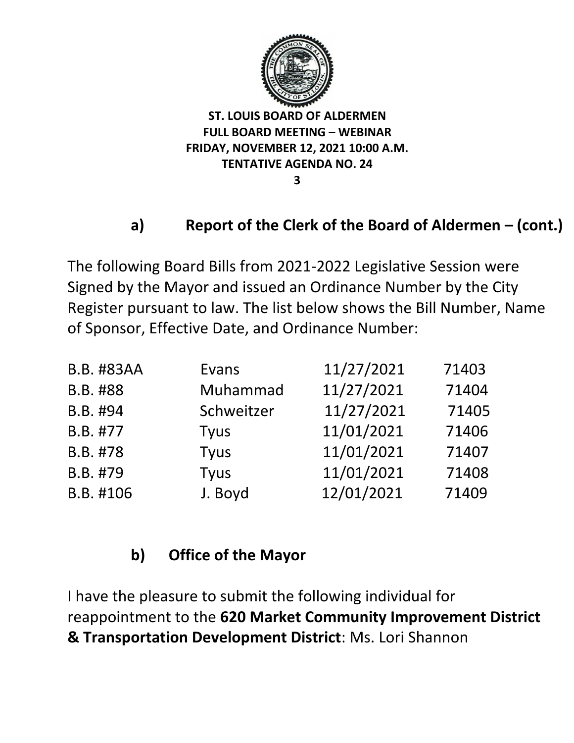**ST. LOUIS BOARD OF ALDERMEN**
**FULL BOARD MEETING – WEBINAR**
**FRIDAY, NOVEMBER 12, 2021 10:00 A.M.**
**TENTATIVE AGENDA NO. 24**

## a) Report of the Clerk of the Board of Aldermen – (cont.)

The following Board Bills from 2021-2022 Legislative Session were Signed by the Mayor and issued an Ordinance Number by the City Register pursuant to law. The list below shows the Bill Number, Name of Sponsor, Effective Date, and Ordinance Number:

| | | | |
|---|---|---|---|
| B.B. #83AA | Evans | 11/27/2021 | 71403 |
| B.B. #88 | Muhammad | 11/27/2021 | 71404 |
| B.B. #94 | Schweitzer | 11/27/2021 | 71405 |
| B.B. #77 | Tyus | 11/01/2021 | 71406 |
| B.B. #78 | Tyus | 11/01/2021 | 71407 |
| B.B. #79 | Tyus | 11/01/2021 | 71408 |
| B.B. #106 | J. Boyd | 12/01/2021 | 71409 |

## b) Office of the Mayor

I have the pleasure to submit the following individual for reappointment to the **620 Market Community Improvement District & Transportation Development District**: Ms. Lori Shannon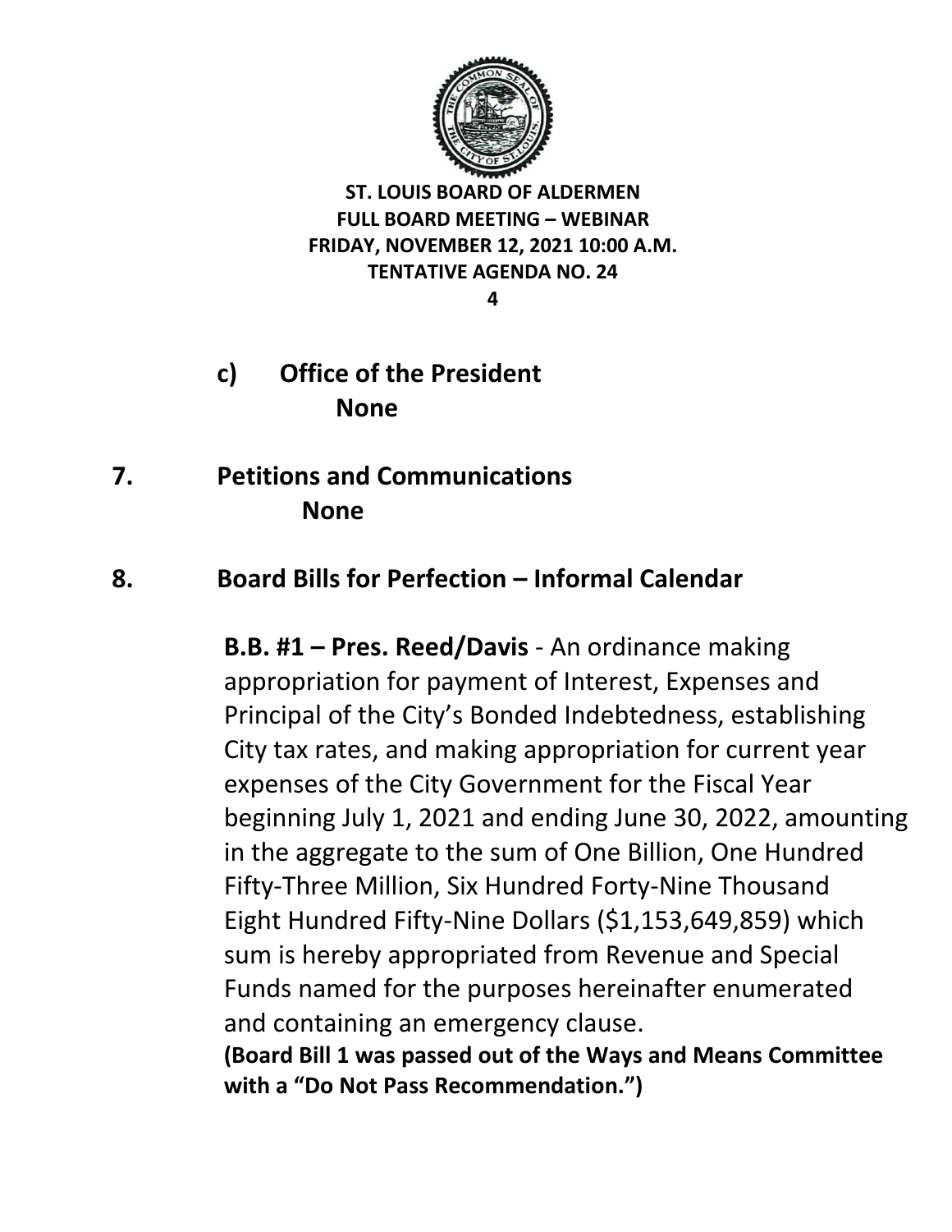**c) Office of the President**
**None**

**7. Petitions and Communications**
**None**

**8. Board Bills for Perfection – Informal Calendar**

**B.B. #1 – Pres. Reed/Davis** - An ordinance making appropriation for payment of Interest, Expenses and Principal of the City's Bonded Indebtedness, establishing City tax rates, and making appropriation for current year expenses of the City Government for the Fiscal Year beginning July 1, 2021 and ending June 30, 2022, amounting in the aggregate to the sum of One Billion, One Hundred Fifty-Three Million, Six Hundred Forty-Nine Thousand Eight Hundred Fifty-Nine Dollars ($1,153,649,859) which sum is hereby appropriated from Revenue and Special Funds named for the purposes hereinafter enumerated and containing an emergency clause.
**(Board Bill 1 was passed out of the Ways and Means Committee with a "Do Not Pass Recommendation.")**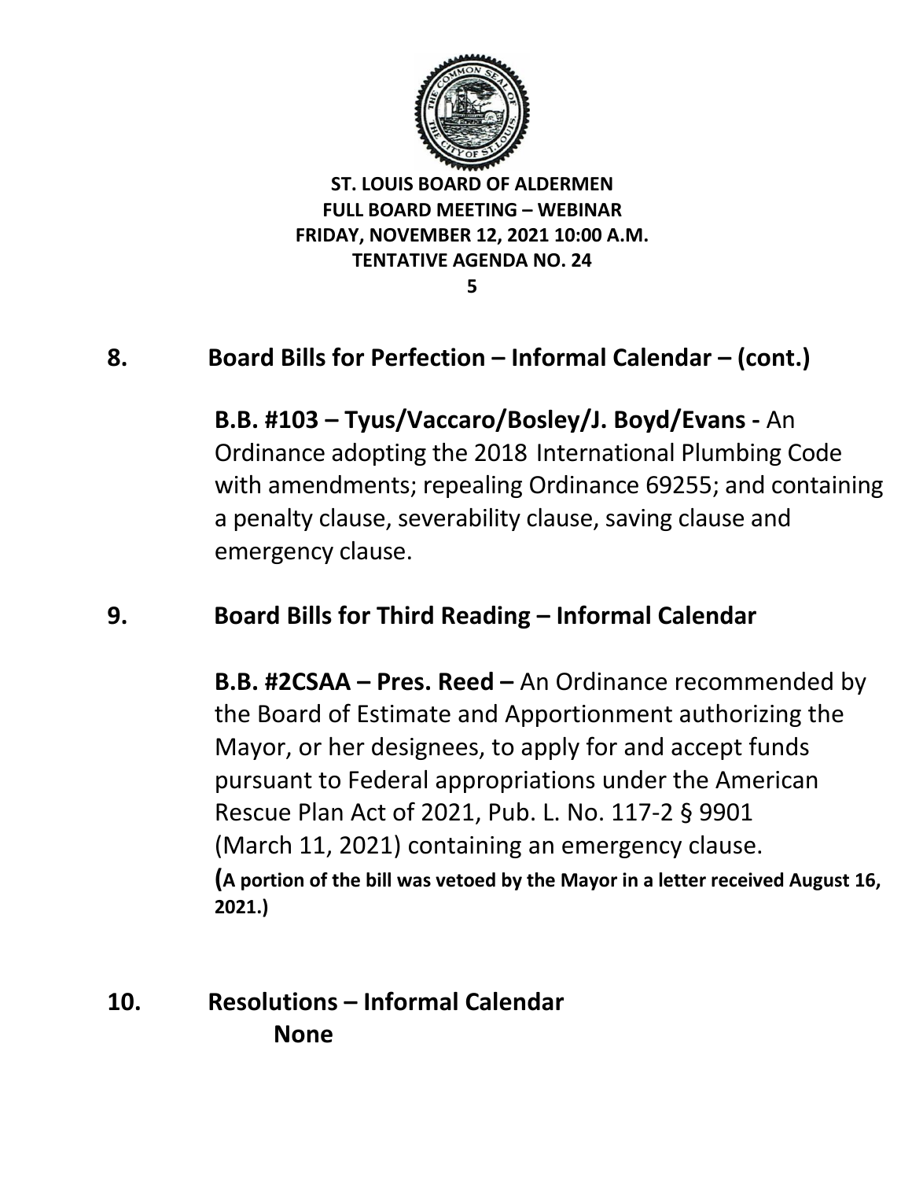## 8. Board Bills for Perfection – Informal Calendar – (cont.)

**B.B. #103 – Tyus/Vaccaro/Bosley/J. Boyd/Evans -** An Ordinance adopting the 2018 International Plumbing Code with amendments; repealing Ordinance 69255; and containing a penalty clause, severability clause, saving clause and emergency clause.

## 9. Board Bills for Third Reading – Informal Calendar

**B.B. #2CSAA – Pres. Reed –** An Ordinance recommended by the Board of Estimate and Apportionment authorizing the Mayor, or her designees, to apply for and accept funds pursuant to Federal appropriations under the American Rescue Plan Act of 2021, Pub. L. No. 117-2 § 9901 (March 11, 2021) containing an emergency clause. **(A portion of the bill was vetoed by the Mayor in a letter received August 16, 2021.)**

## 10. Resolutions – Informal Calendar

**None**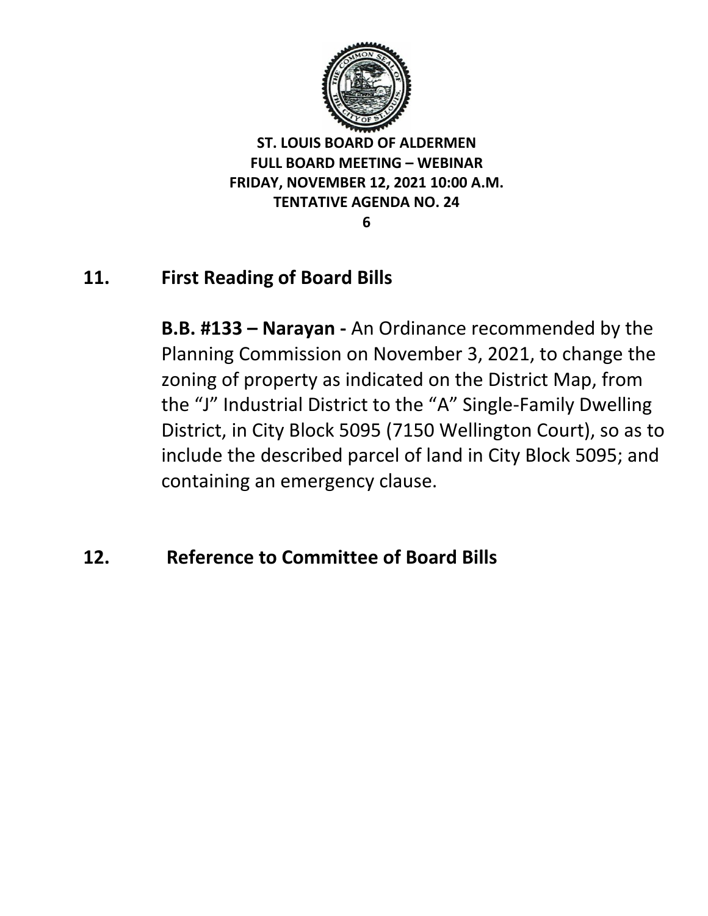## 11. First Reading of Board Bills

**B.B. #133 – Narayan -** An Ordinance recommended by the Planning Commission on November 3, 2021, to change the zoning of property as indicated on the District Map, from the "J" Industrial District to the "A" Single-Family Dwelling District, in City Block 5095 (7150 Wellington Court), so as to include the described parcel of land in City Block 5095; and containing an emergency clause.

## 12. Reference to Committee of Board Bills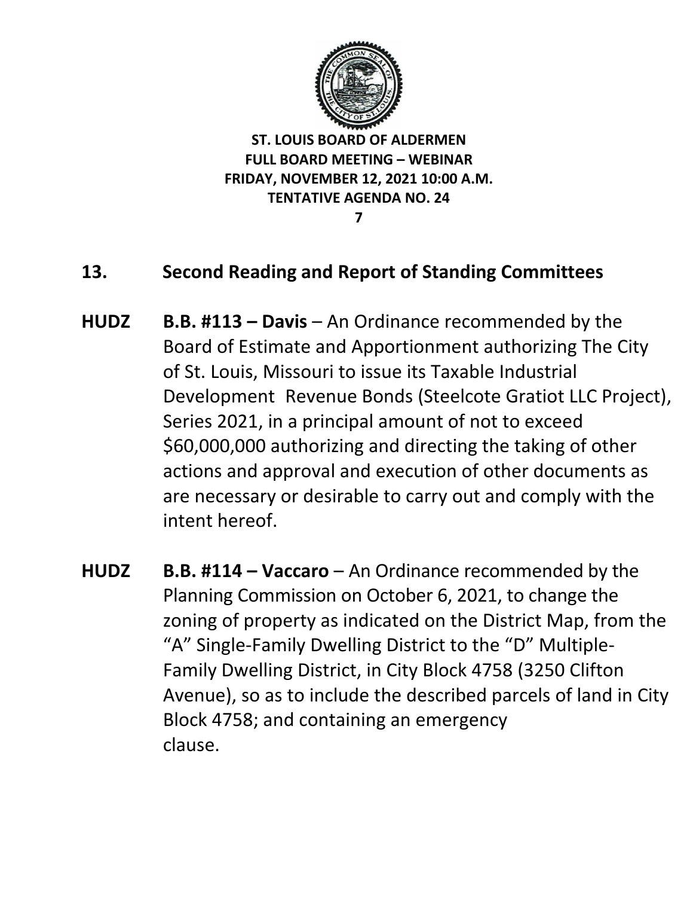**ST. LOUIS BOARD OF ALDERMEN**
**FULL BOARD MEETING – WEBINAR**
**FRIDAY, NOVEMBER 12, 2021 10:00 A.M.**
**TENTATIVE AGENDA NO. 24**

## 13. Second Reading and Report of Standing Committees

**HUDZ** **B.B. #113 – Davis** – An Ordinance recommended by the Board of Estimate and Apportionment authorizing The City of St. Louis, Missouri to issue its Taxable Industrial Development Revenue Bonds (Steelcote Gratiot LLC Project), Series 2021, in a principal amount of not to exceed $60,000,000 authorizing and directing the taking of other actions and approval and execution of other documents as are necessary or desirable to carry out and comply with the intent hereof.

**HUDZ** **B.B. #114 – Vaccaro** – An Ordinance recommended by the Planning Commission on October 6, 2021, to change the zoning of property as indicated on the District Map, from the "A" Single-Family Dwelling District to the "D" Multiple-Family Dwelling District, in City Block 4758 (3250 Clifton Avenue), so as to include the described parcels of land in City Block 4758; and containing an emergency clause.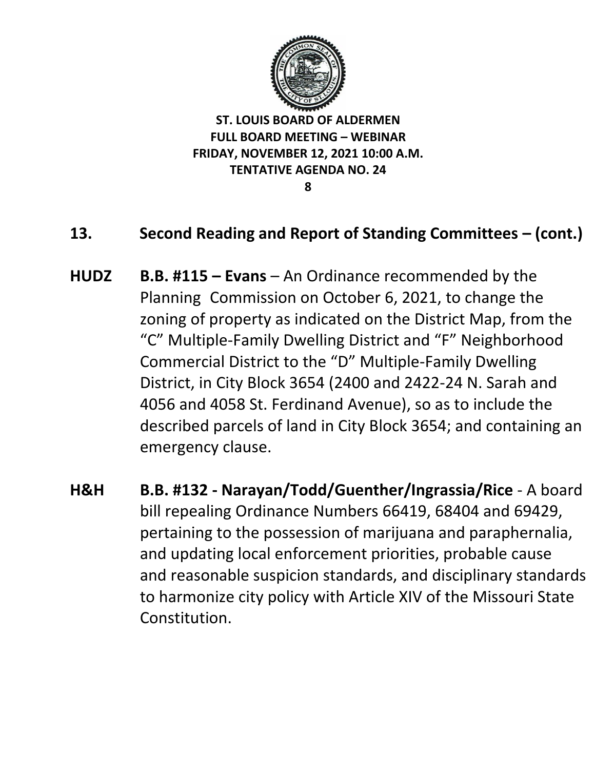**ST. LOUIS BOARD OF ALDERMEN**
**FULL BOARD MEETING – WEBINAR**
**FRIDAY, NOVEMBER 12, 2021 10:00 A.M.**
**TENTATIVE AGENDA NO. 24**

## 13. Second Reading and Report of Standing Committees – (cont.)

**HUDZ** **B.B. #115 – Evans** – An Ordinance recommended by the Planning Commission on October 6, 2021, to change the zoning of property as indicated on the District Map, from the "C" Multiple-Family Dwelling District and "F" Neighborhood Commercial District to the "D" Multiple-Family Dwelling District, in City Block 3654 (2400 and 2422-24 N. Sarah and 4056 and 4058 St. Ferdinand Avenue), so as to include the described parcels of land in City Block 3654; and containing an emergency clause.

**H&H** **B.B. #132 - Narayan/Todd/Guenther/Ingrassia/Rice** - A board bill repealing Ordinance Numbers 66419, 68404 and 69429, pertaining to the possession of marijuana and paraphernalia, and updating local enforcement priorities, probable cause and reasonable suspicion standards, and disciplinary standards to harmonize city policy with Article XIV of the Missouri State Constitution.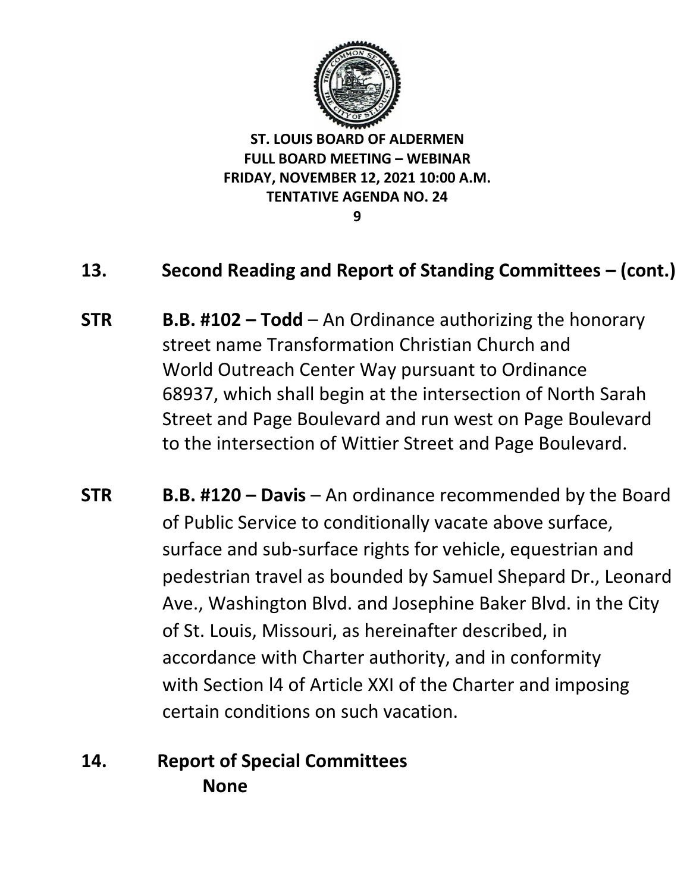**ST. LOUIS BOARD OF ALDERMEN**
**FULL BOARD MEETING – WEBINAR**
**FRIDAY, NOVEMBER 12, 2021 10:00 A.M.**
**TENTATIVE AGENDA NO. 24**

## 13. Second Reading and Report of Standing Committees – (cont.)

**STR** **B.B. #102 – Todd** – An Ordinance authorizing the honorary street name Transformation Christian Church and World Outreach Center Way pursuant to Ordinance 68937, which shall begin at the intersection of North Sarah Street and Page Boulevard and run west on Page Boulevard to the intersection of Wittier Street and Page Boulevard.

**STR** **B.B. #120 – Davis** – An ordinance recommended by the Board of Public Service to conditionally vacate above surface, surface and sub-surface rights for vehicle, equestrian and pedestrian travel as bounded by Samuel Shepard Dr., Leonard Ave., Washington Blvd. and Josephine Baker Blvd. in the City of St. Louis, Missouri, as hereinafter described, in accordance with Charter authority, and in conformity with Section l4 of Article XXI of the Charter and imposing certain conditions on such vacation.

## 14. Report of Special Committees

**None**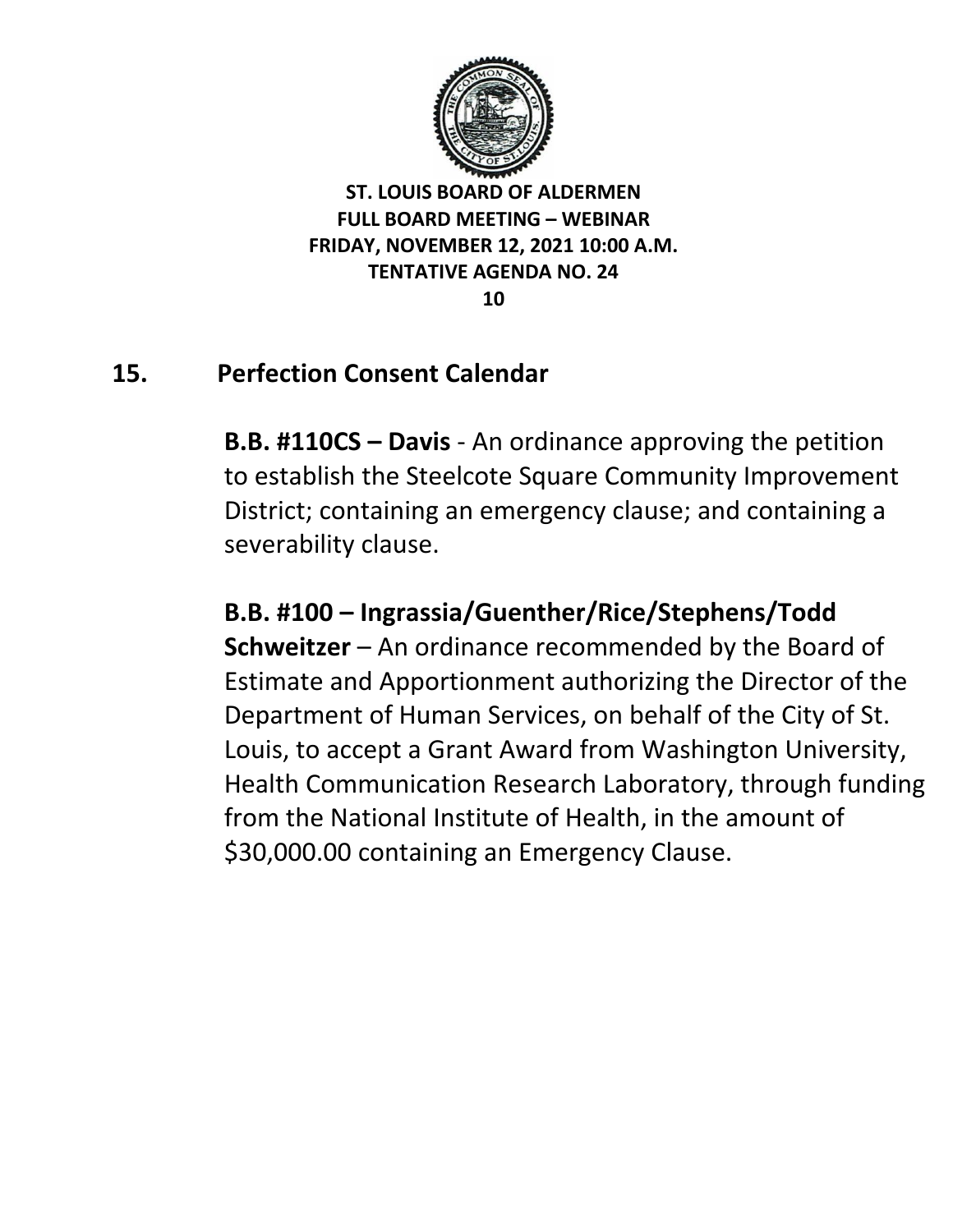**ST. LOUIS BOARD OF ALDERMEN**
**FULL BOARD MEETING – WEBINAR**
**FRIDAY, NOVEMBER 12, 2021 10:00 A.M.**
**TENTATIVE AGENDA NO. 24**

## 15. Perfection Consent Calendar

**B.B. #110CS – Davis** - An ordinance approving the petition to establish the Steelcote Square Community Improvement District; containing an emergency clause; and containing a severability clause.

**B.B. #100 – Ingrassia/Guenther/Rice/Stephens/Todd Schweitzer** – An ordinance recommended by the Board of Estimate and Apportionment authorizing the Director of the Department of Human Services, on behalf of the City of St. Louis, to accept a Grant Award from Washington University, Health Communication Research Laboratory, through funding from the National Institute of Health, in the amount of $30,000.00 containing an Emergency Clause.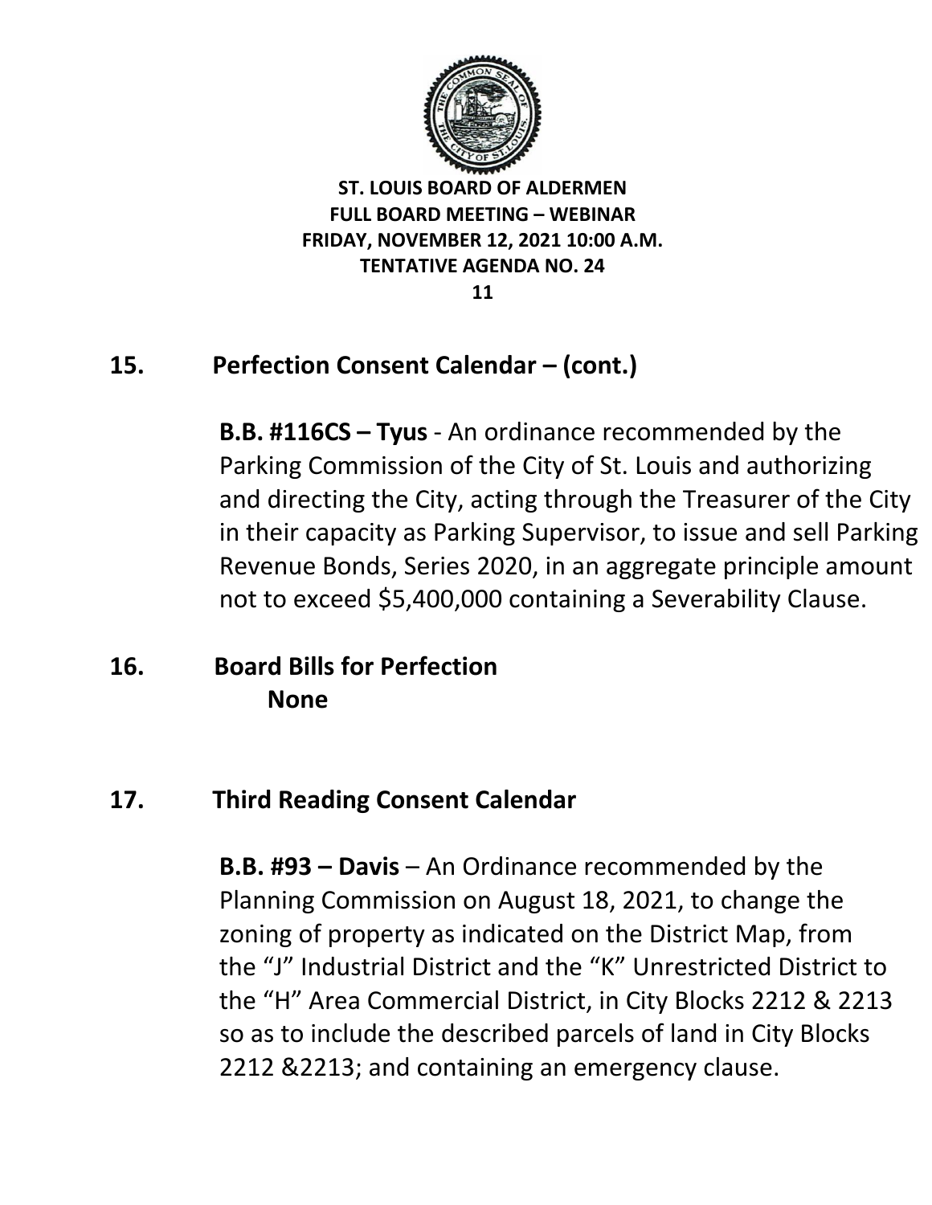**ST. LOUIS BOARD OF ALDERMEN**
**FULL BOARD MEETING – WEBINAR**
**FRIDAY, NOVEMBER 12, 2021 10:00 A.M.**
**TENTATIVE AGENDA NO. 24**

## 15. Perfection Consent Calendar – (cont.)

**B.B. #116CS – Tyus** - An ordinance recommended by the Parking Commission of the City of St. Louis and authorizing and directing the City, acting through the Treasurer of the City in their capacity as Parking Supervisor, to issue and sell Parking Revenue Bonds, Series 2020, in an aggregate principle amount not to exceed $5,400,000 containing a Severability Clause.

## 16. Board Bills for Perfection

**None**

## 17. Third Reading Consent Calendar

**B.B. #93 – Davis** – An Ordinance recommended by the Planning Commission on August 18, 2021, to change the zoning of property as indicated on the District Map, from the "J" Industrial District and the "K" Unrestricted District to the "H" Area Commercial District, in City Blocks 2212 & 2213 so as to include the described parcels of land in City Blocks 2212 &2213; and containing an emergency clause.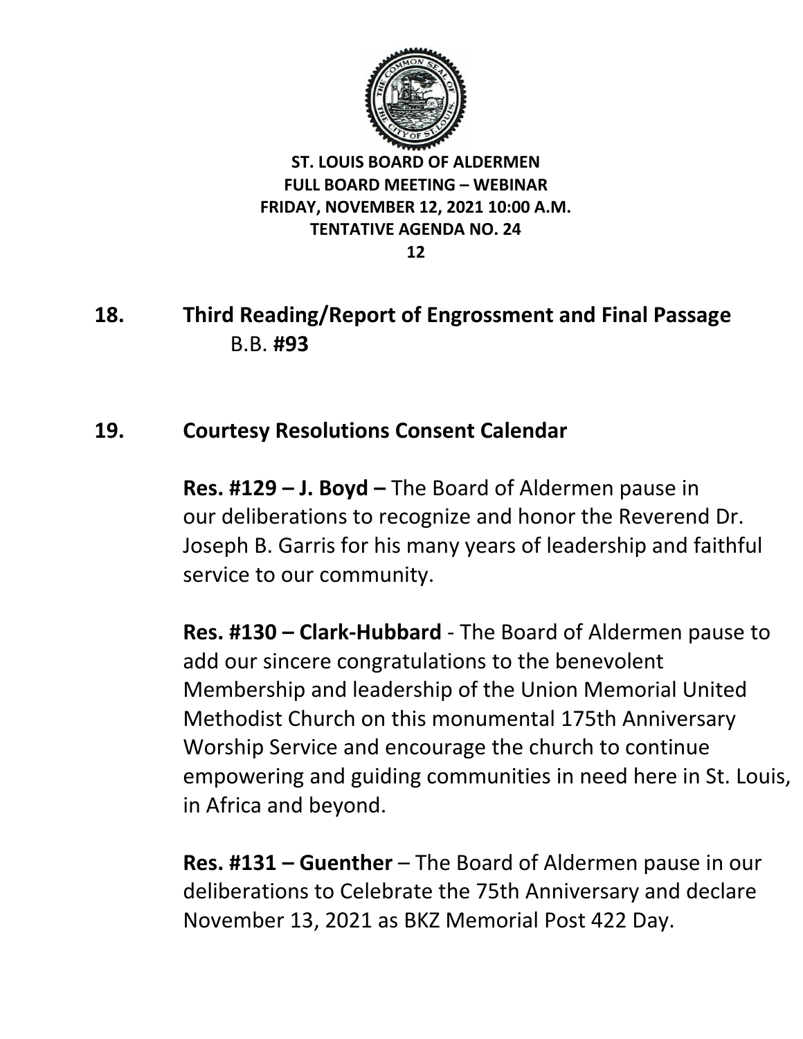**ST. LOUIS BOARD OF ALDERMEN**
**FULL BOARD MEETING – WEBINAR**
**FRIDAY, NOVEMBER 12, 2021 10:00 A.M.**
**TENTATIVE AGENDA NO. 24**

## 18. Third Reading/Report of Engrossment and Final Passage

B.B. **#93**

## 19. Courtesy Resolutions Consent Calendar

**Res. #129 – J. Boyd –** The Board of Aldermen pause in our deliberations to recognize and honor the Reverend Dr. Joseph B. Garris for his many years of leadership and faithful service to our community.

**Res. #130 – Clark-Hubbard** - The Board of Aldermen pause to add our sincere congratulations to the benevolent Membership and leadership of the Union Memorial United Methodist Church on this monumental 175th Anniversary Worship Service and encourage the church to continue empowering and guiding communities in need here in St. Louis, in Africa and beyond.

**Res. #131 – Guenther** – The Board of Aldermen pause in our deliberations to Celebrate the 75th Anniversary and declare November 13, 2021 as BKZ Memorial Post 422 Day.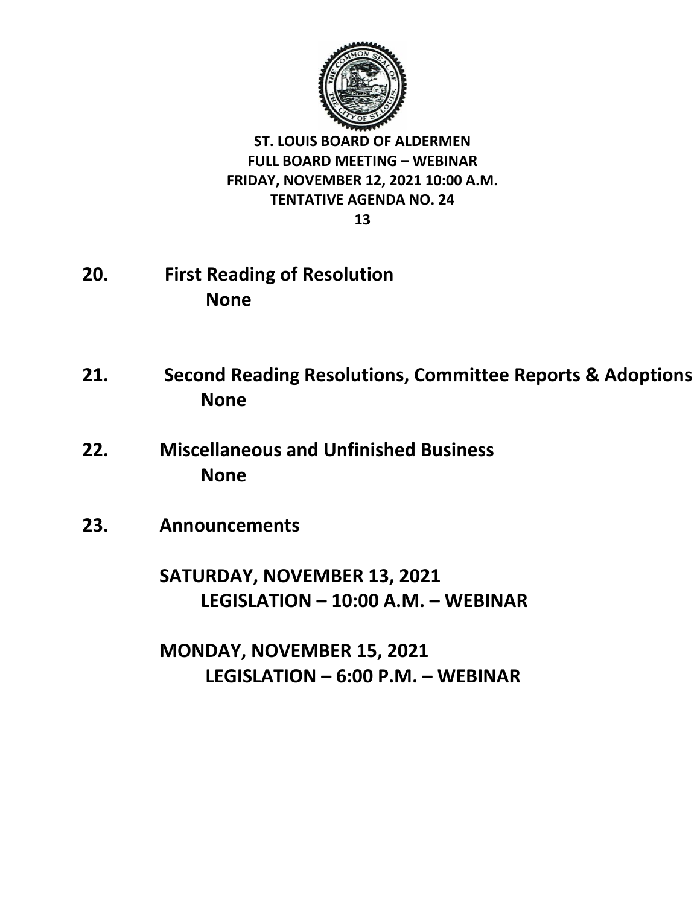**ST. LOUIS BOARD OF ALDERMEN**
**FULL BOARD MEETING – WEBINAR**
**FRIDAY, NOVEMBER 12, 2021 10:00 A.M.**
**TENTATIVE AGENDA NO. 24**

**20. First Reading of Resolution**

**None**

**21. Second Reading Resolutions, Committee Reports & Adoptions**

**None**

**22. Miscellaneous and Unfinished Business**

**None**

**23. Announcements**

**SATURDAY, NOVEMBER 13, 2021**
**LEGISLATION – 10:00 A.M. – WEBINAR**

**MONDAY, NOVEMBER 15, 2021**
**LEGISLATION – 6:00 P.M. – WEBINAR**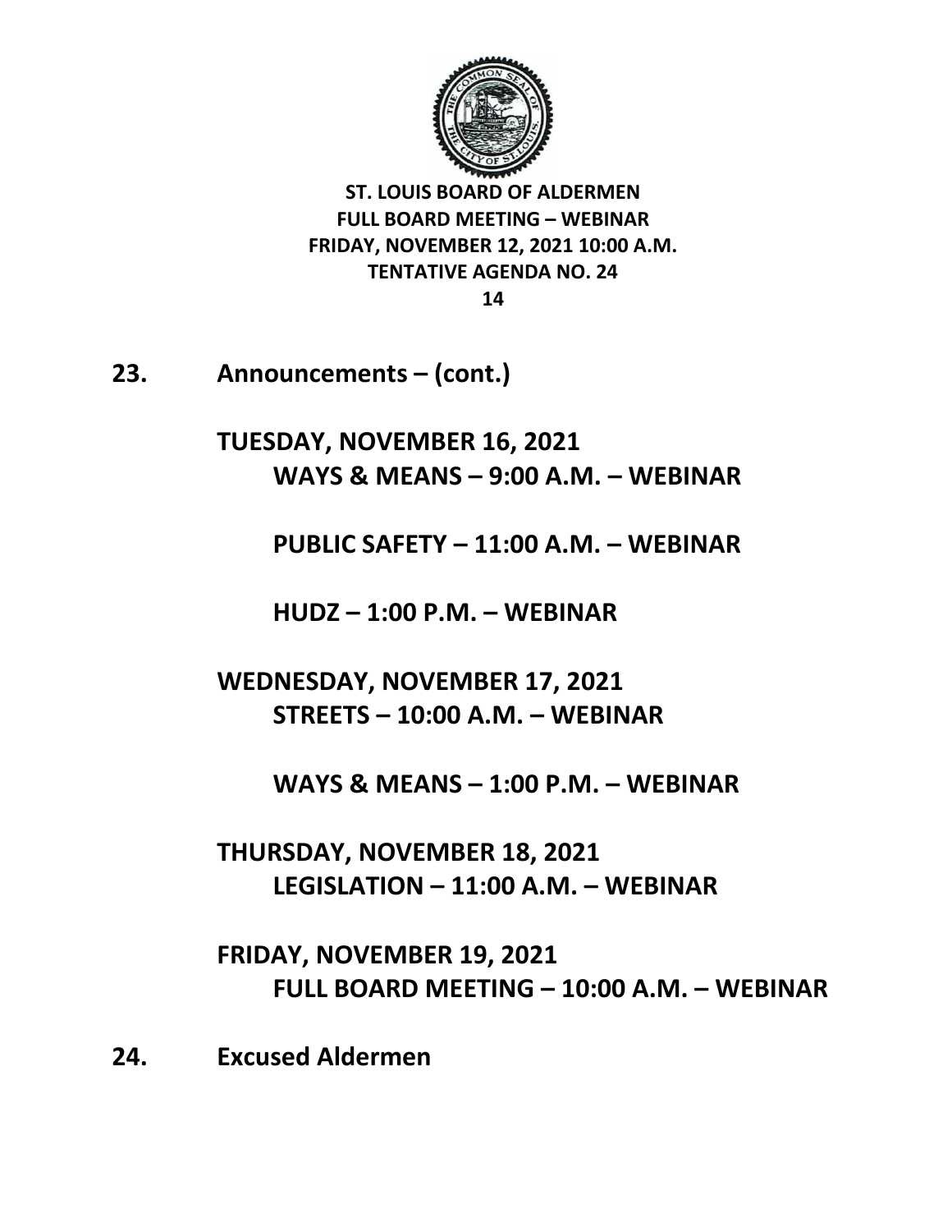**23. Announcements – (cont.)**

**TUESDAY, NOVEMBER 16, 2021**

**WAYS & MEANS – 9:00 A.M. – WEBINAR**

**PUBLIC SAFETY – 11:00 A.M. – WEBINAR**

**HUDZ – 1:00 P.M. – WEBINAR**

**WEDNESDAY, NOVEMBER 17, 2021**

**STREETS – 10:00 A.M. – WEBINAR**

**WAYS & MEANS – 1:00 P.M. – WEBINAR**

**THURSDAY, NOVEMBER 18, 2021**

**LEGISLATION – 11:00 A.M. – WEBINAR**

**FRIDAY, NOVEMBER 19, 2021**

**FULL BOARD MEETING – 10:00 A.M. – WEBINAR**

**24. Excused Aldermen**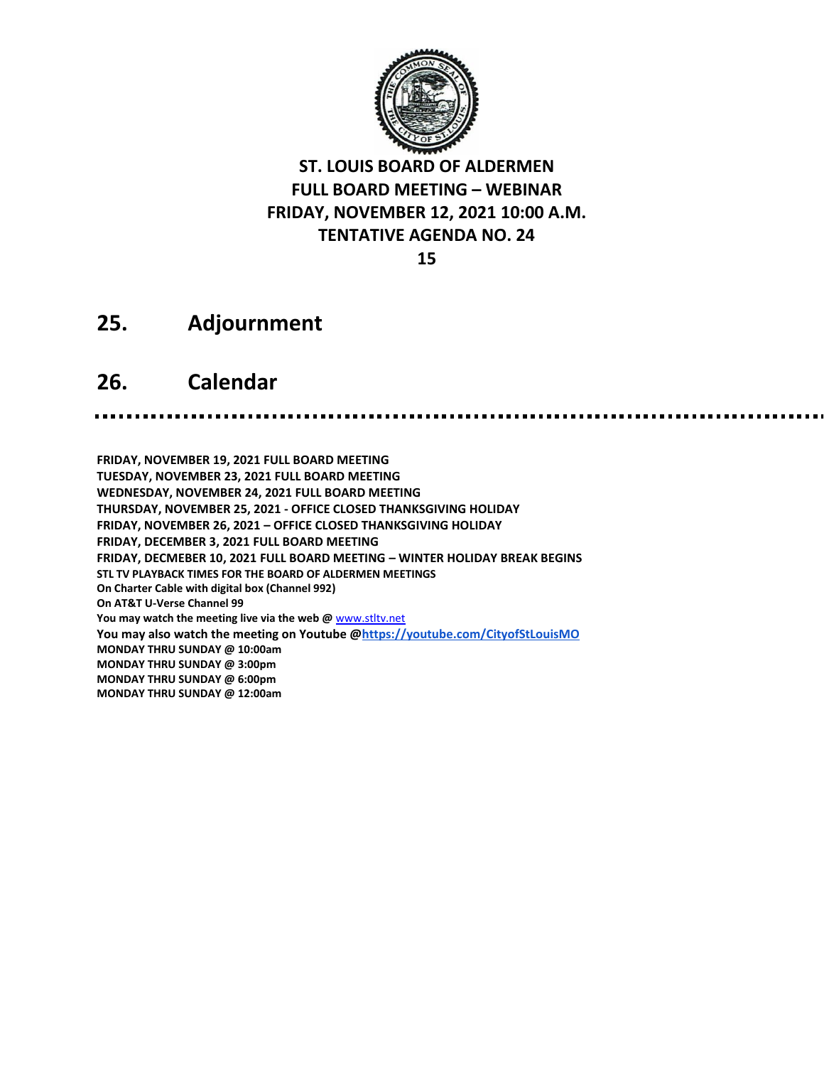**ST. LOUIS BOARD OF ALDERMEN**
**FULL BOARD MEETING – WEBINAR**
**FRIDAY, NOVEMBER 12, 2021 10:00 A.M.**
**TENTATIVE AGENDA NO. 24**

## 25. Adjournment

## 26. Calendar

---

**FRIDAY, NOVEMBER 19, 2021 FULL BOARD MEETING**
**TUESDAY, NOVEMBER 23, 2021 FULL BOARD MEETING**
**WEDNESDAY, NOVEMBER 24, 2021 FULL BOARD MEETING**
**THURSDAY, NOVEMBER 25, 2021 - OFFICE CLOSED THANKSGIVING HOLIDAY**
**FRIDAY, NOVEMBER 26, 2021 – OFFICE CLOSED THANKSGIVING HOLIDAY**
**FRIDAY, DECEMBER 3, 2021 FULL BOARD MEETING**
**FRIDAY, DECMEBER 10, 2021 FULL BOARD MEETING – WINTER HOLIDAY BREAK BEGINS**
**STL TV PLAYBACK TIMES FOR THE BOARD OF ALDERMEN MEETINGS**
**On Charter Cable with digital box (Channel 992)**
**On AT&T U-Verse Channel 99**
**You may watch the meeting live via the web @** www.stltv.net
**You may also watch the meeting on Youtube @https://youtube.com/CityofStLouisMO**
**MONDAY THRU SUNDAY @ 10:00am**
**MONDAY THRU SUNDAY @ 3:00pm**
**MONDAY THRU SUNDAY @ 6:00pm**
**MONDAY THRU SUNDAY @ 12:00am**